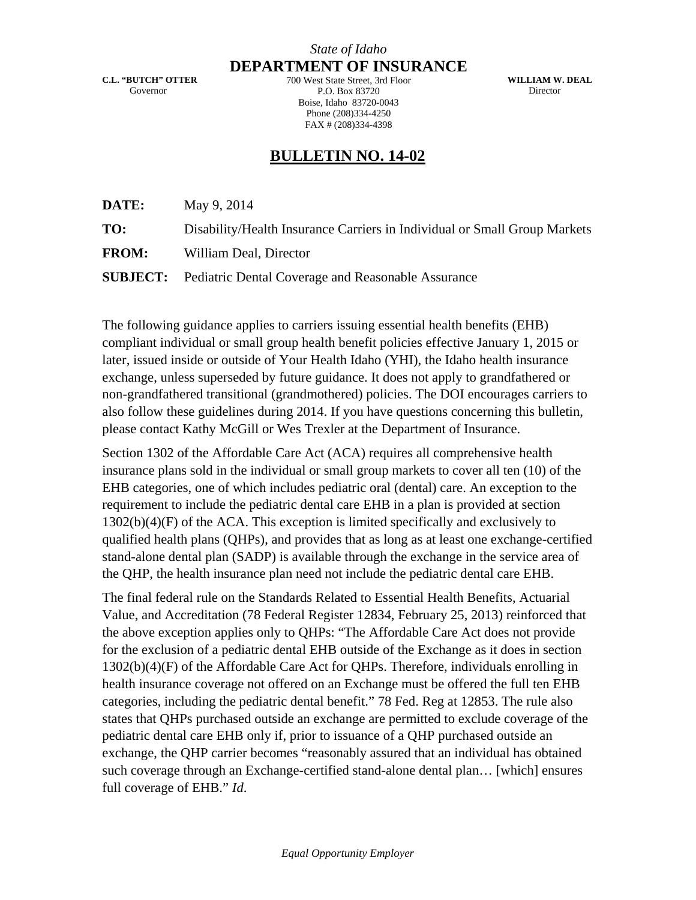*State of Idaho*

# DEPARTMENT OF INSURANCE

**C.L. "BUTCH" OTTER**
Governor

700 West State Street, 3rd Floor
P.O. Box 83720
Boise, Idaho 83720-0043
Phone (208)334-4250
FAX # (208)334-4398

**WILLIAM W. DEAL**
Director

## BULLETIN NO. 14-02

**DATE:** May 9, 2014

**TO:** Disability/Health Insurance Carriers in Individual or Small Group Markets

**FROM:** William Deal, Director

**SUBJECT:** Pediatric Dental Coverage and Reasonable Assurance

The following guidance applies to carriers issuing essential health benefits (EHB) compliant individual or small group health benefit policies effective January 1, 2015 or later, issued inside or outside of Your Health Idaho (YHI), the Idaho health insurance exchange, unless superseded by future guidance. It does not apply to grandfathered or non-grandfathered transitional (grandmothered) policies. The DOI encourages carriers to also follow these guidelines during 2014. If you have questions concerning this bulletin, please contact Kathy McGill or Wes Trexler at the Department of Insurance.

Section 1302 of the Affordable Care Act (ACA) requires all comprehensive health insurance plans sold in the individual or small group markets to cover all ten (10) of the EHB categories, one of which includes pediatric oral (dental) care. An exception to the requirement to include the pediatric dental care EHB in a plan is provided at section 1302(b)(4)(F) of the ACA. This exception is limited specifically and exclusively to qualified health plans (QHPs), and provides that as long as at least one exchange-certified stand-alone dental plan (SADP) is available through the exchange in the service area of the QHP, the health insurance plan need not include the pediatric dental care EHB.

The final federal rule on the Standards Related to Essential Health Benefits, Actuarial Value, and Accreditation (78 Federal Register 12834, February 25, 2013) reinforced that the above exception applies only to QHPs: "The Affordable Care Act does not provide for the exclusion of a pediatric dental EHB outside of the Exchange as it does in section 1302(b)(4)(F) of the Affordable Care Act for QHPs. Therefore, individuals enrolling in health insurance coverage not offered on an Exchange must be offered the full ten EHB categories, including the pediatric dental benefit." 78 Fed. Reg at 12853. The rule also states that QHPs purchased outside an exchange are permitted to exclude coverage of the pediatric dental care EHB only if, prior to issuance of a QHP purchased outside an exchange, the QHP carrier becomes "reasonably assured that an individual has obtained such coverage through an Exchange-certified stand-alone dental plan… [which] ensures full coverage of EHB." *Id*.

*Equal Opportunity Employer*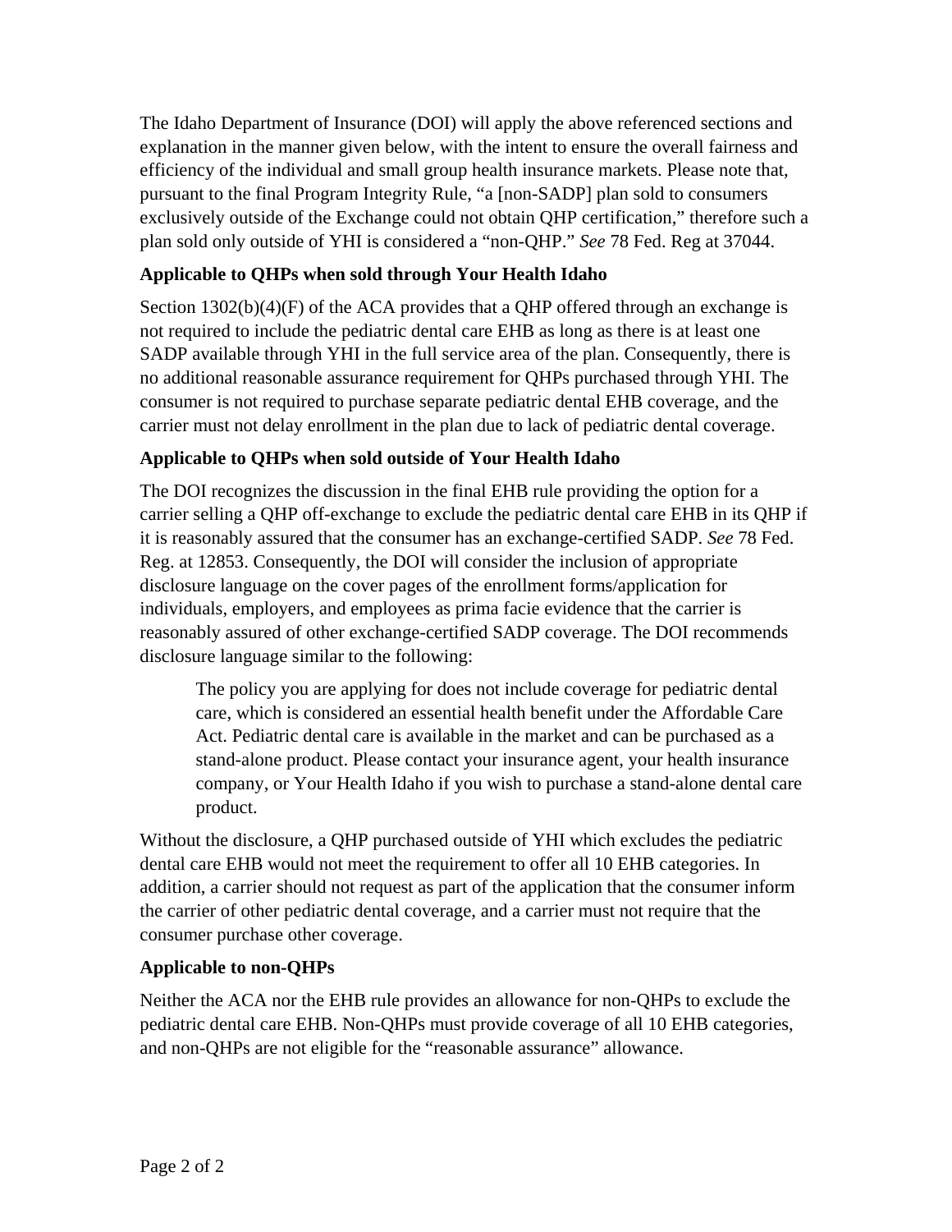The Idaho Department of Insurance (DOI) will apply the above referenced sections and explanation in the manner given below, with the intent to ensure the overall fairness and efficiency of the individual and small group health insurance markets. Please note that, pursuant to the final Program Integrity Rule, "a [non-SADP] plan sold to consumers exclusively outside of the Exchange could not obtain QHP certification," therefore such a plan sold only outside of YHI is considered a "non-QHP." *See* 78 Fed. Reg at 37044.

**Applicable to QHPs when sold through Your Health Idaho**

Section 1302(b)(4)(F) of the ACA provides that a QHP offered through an exchange is not required to include the pediatric dental care EHB as long as there is at least one SADP available through YHI in the full service area of the plan. Consequently, there is no additional reasonable assurance requirement for QHPs purchased through YHI. The consumer is not required to purchase separate pediatric dental EHB coverage, and the carrier must not delay enrollment in the plan due to lack of pediatric dental coverage.

**Applicable to QHPs when sold outside of Your Health Idaho**

The DOI recognizes the discussion in the final EHB rule providing the option for a carrier selling a QHP off-exchange to exclude the pediatric dental care EHB in its QHP if it is reasonably assured that the consumer has an exchange-certified SADP. *See* 78 Fed. Reg. at 12853. Consequently, the DOI will consider the inclusion of appropriate disclosure language on the cover pages of the enrollment forms/application for individuals, employers, and employees as prima facie evidence that the carrier is reasonably assured of other exchange-certified SADP coverage. The DOI recommends disclosure language similar to the following:

> The policy you are applying for does not include coverage for pediatric dental care, which is considered an essential health benefit under the Affordable Care Act. Pediatric dental care is available in the market and can be purchased as a stand-alone product. Please contact your insurance agent, your health insurance company, or Your Health Idaho if you wish to purchase a stand-alone dental care product.

Without the disclosure, a QHP purchased outside of YHI which excludes the pediatric dental care EHB would not meet the requirement to offer all 10 EHB categories. In addition, a carrier should not request as part of the application that the consumer inform the carrier of other pediatric dental coverage, and a carrier must not require that the consumer purchase other coverage.

**Applicable to non-QHPs**

Neither the ACA nor the EHB rule provides an allowance for non-QHPs to exclude the pediatric dental care EHB. Non-QHPs must provide coverage of all 10 EHB categories, and non-QHPs are not eligible for the "reasonable assurance" allowance.